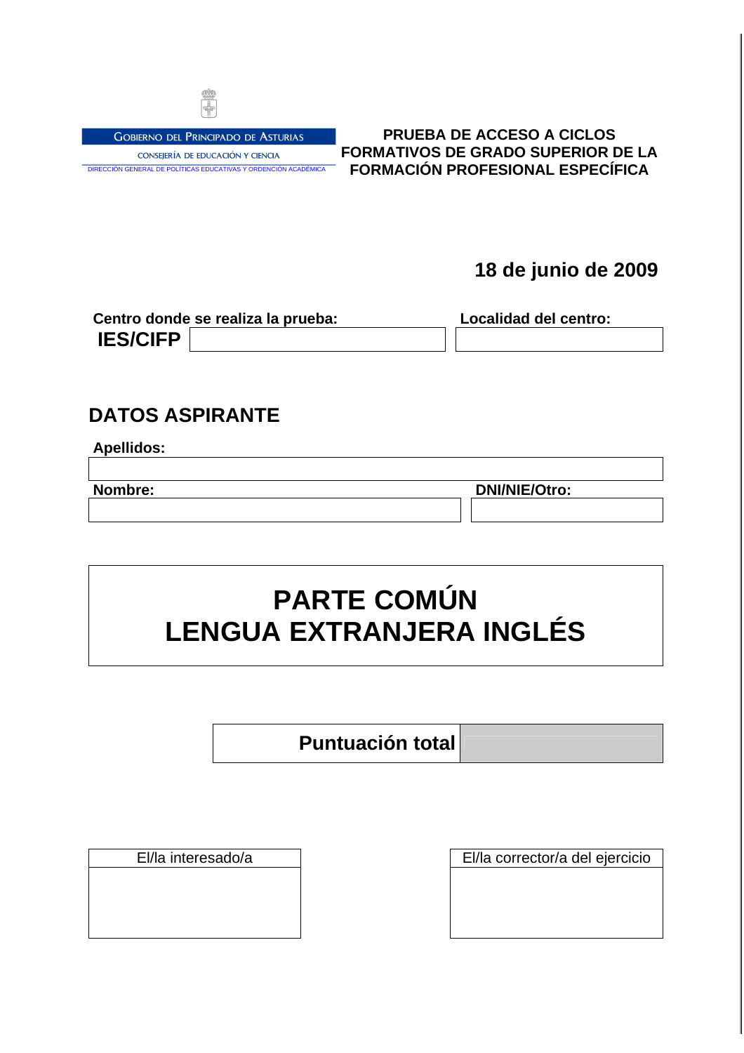GOBIERNO DEL PRINCIPADO DE ASTURIAS

CONSEJERÍA DE EDUCACIÓN Y CIENCIA

DIRECCIÓN GENERAL DE POLÍTICAS EDUCATIVAS Y ORDENCIÓN ACADÉMICA

**PRUEBA DE ACCESO A CICLOS FORMATIVOS DE GRADO SUPERIOR DE LA FORMACIÓN PROFESIONAL ESPECÍFICA**

**18 de junio de 2009**

| **Centro donde se realiza la prueba:** | **Localidad del centro:** |
| --- | --- |
| **IES/CIFP** | |

## DATOS ASPIRANTE

| **Apellidos:** | |
| --- | --- |
| | |
| **Nombre:** | **DNI/NIE/Otro:** |
| | |

# PARTE COMÚN
# LENGUA EXTRANJERA INGLÉS

| **Puntuación total** | |
| --- | --- |

| El/la interesado/a | El/la corrector/a del ejercicio |
| --- | --- |
| | |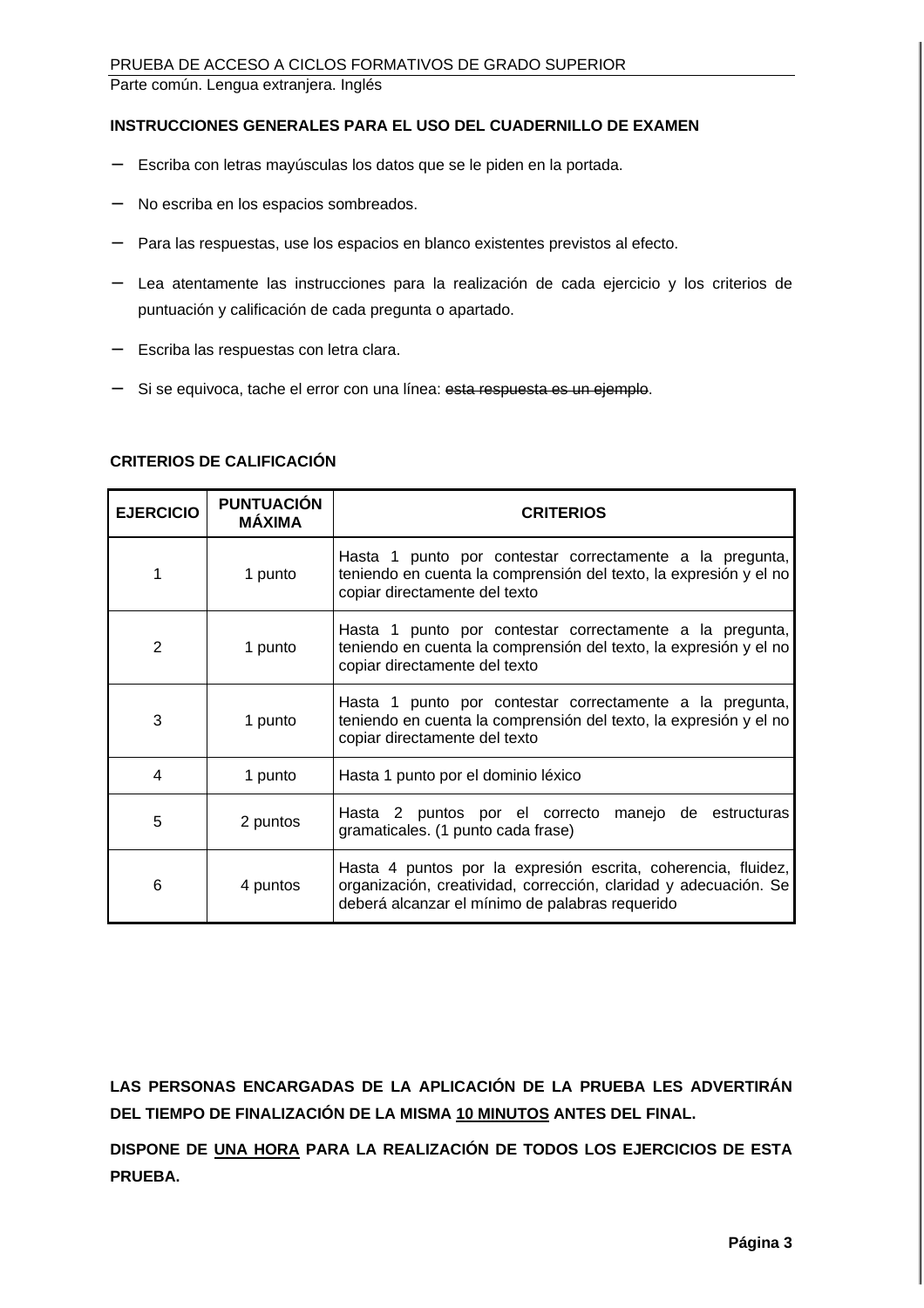**INSTRUCCIONES GENERALES PARA EL USO DEL CUADERNILLO DE EXAMEN**

- Escriba con letras mayúsculas los datos que se le piden en la portada.
- No escriba en los espacios sombreados.
- Para las respuestas, use los espacios en blanco existentes previstos al efecto.
- Lea atentamente las instrucciones para la realización de cada ejercicio y los criterios de puntuación y calificación de cada pregunta o apartado.
- Escriba las respuestas con letra clara.
- Si se equivoca, tache el error con una línea: ~~esta respuesta es un ejemplo~~.

**CRITERIOS DE CALIFICACIÓN**

| EJERCICIO | PUNTUACIÓN MÁXIMA | CRITERIOS |
|---|---|---|
| 1 | 1 punto | Hasta 1 punto por contestar correctamente a la pregunta, teniendo en cuenta la comprensión del texto, la expresión y el no copiar directamente del texto |
| 2 | 1 punto | Hasta 1 punto por contestar correctamente a la pregunta, teniendo en cuenta la comprensión del texto, la expresión y el no copiar directamente del texto |
| 3 | 1 punto | Hasta 1 punto por contestar correctamente a la pregunta, teniendo en cuenta la comprensión del texto, la expresión y el no copiar directamente del texto |
| 4 | 1 punto | Hasta 1 punto por el dominio léxico |
| 5 | 2 puntos | Hasta 2 puntos por el correcto manejo de estructuras gramaticales. (1 punto cada frase) |
| 6 | 4 puntos | Hasta 4 puntos por la expresión escrita, coherencia, fluidez, organización, creatividad, corrección, claridad y adecuación. Se deberá alcanzar el mínimo de palabras requerido |

**LAS PERSONAS ENCARGADAS DE LA APLICACIÓN DE LA PRUEBA LES ADVERTIRÁN DEL TIEMPO DE FINALIZACIÓN DE LA MISMA 10 MINUTOS ANTES DEL FINAL.**

**DISPONE DE UNA HORA PARA LA REALIZACIÓN DE TODOS LOS EJERCICIOS DE ESTA PRUEBA.**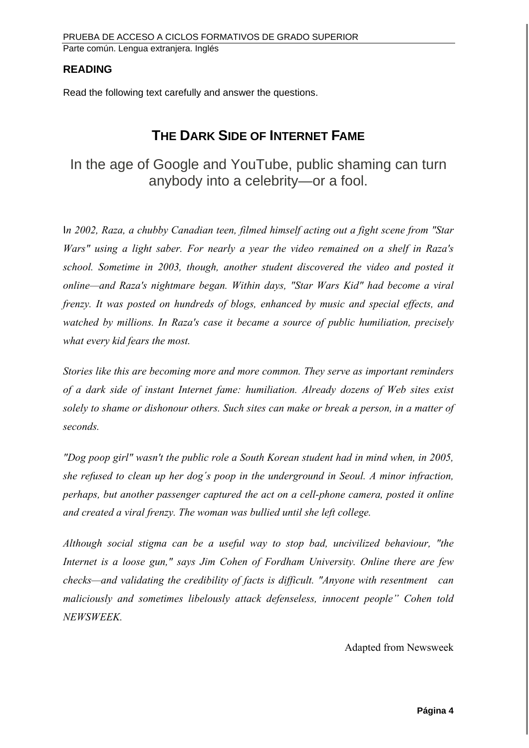## READING

Read the following text carefully and answer the questions.

# THE DARK SIDE OF INTERNET FAME

In the age of Google and YouTube, public shaming can turn anybody into a celebrity—or a fool.

*In 2002, Raza, a chubby Canadian teen, filmed himself acting out a fight scene from "Star Wars" using a light saber. For nearly a year the video remained on a shelf in Raza's school. Sometime in 2003, though, another student discovered the video and posted it online—and Raza's nightmare began. Within days, "Star Wars Kid" had become a viral frenzy. It was posted on hundreds of blogs, enhanced by music and special effects, and watched by millions. In Raza's case it became a source of public humiliation, precisely what every kid fears the most.*

*Stories like this are becoming more and more common. They serve as important reminders of a dark side of instant Internet fame: humiliation. Already dozens of Web sites exist solely to shame or dishonour others. Such sites can make or break a person, in a matter of seconds.*

*"Dog poop girl" wasn't the public role a South Korean student had in mind when, in 2005, she refused to clean up her dog´s poop in the underground in Seoul. A minor infraction, perhaps, but another passenger captured the act on a cell-phone camera, posted it online and created a viral frenzy. The woman was bullied until she left college.*

*Although social stigma can be a useful way to stop bad, uncivilized behaviour, "the Internet is a loose gun," says Jim Cohen of Fordham University. Online there are few checks—and validating the credibility of facts is difficult. "Anyone with resentment can maliciously and sometimes libelously attack defenseless, innocent people" Cohen told NEWSWEEK.*

Adapted from Newsweek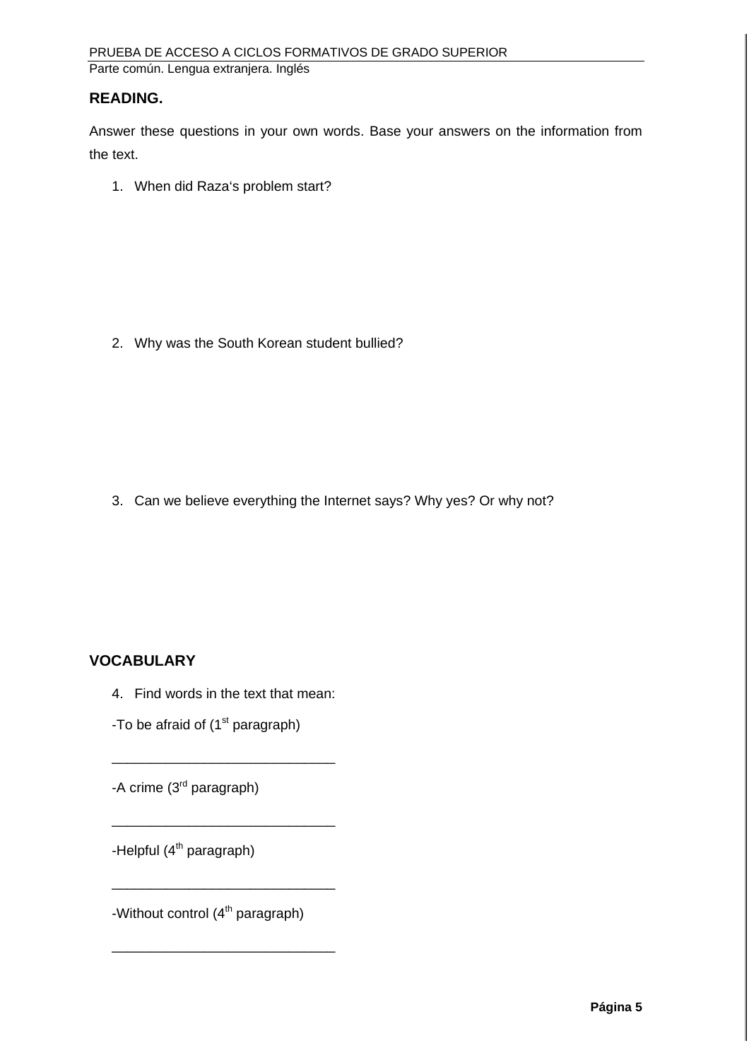## READING.

Answer these questions in your own words. Base your answers on the information from the text.

1. When did Raza's problem start?

2. Why was the South Korean student bullied?

3. Can we believe everything the Internet says? Why yes? Or why not?

## VOCABULARY

4. Find words in the text that mean:

-To be afraid of (1st paragraph)

_____________________________

-A crime (3rd paragraph)

_____________________________

-Helpful (4th paragraph)

_____________________________

-Without control (4th paragraph)

_____________________________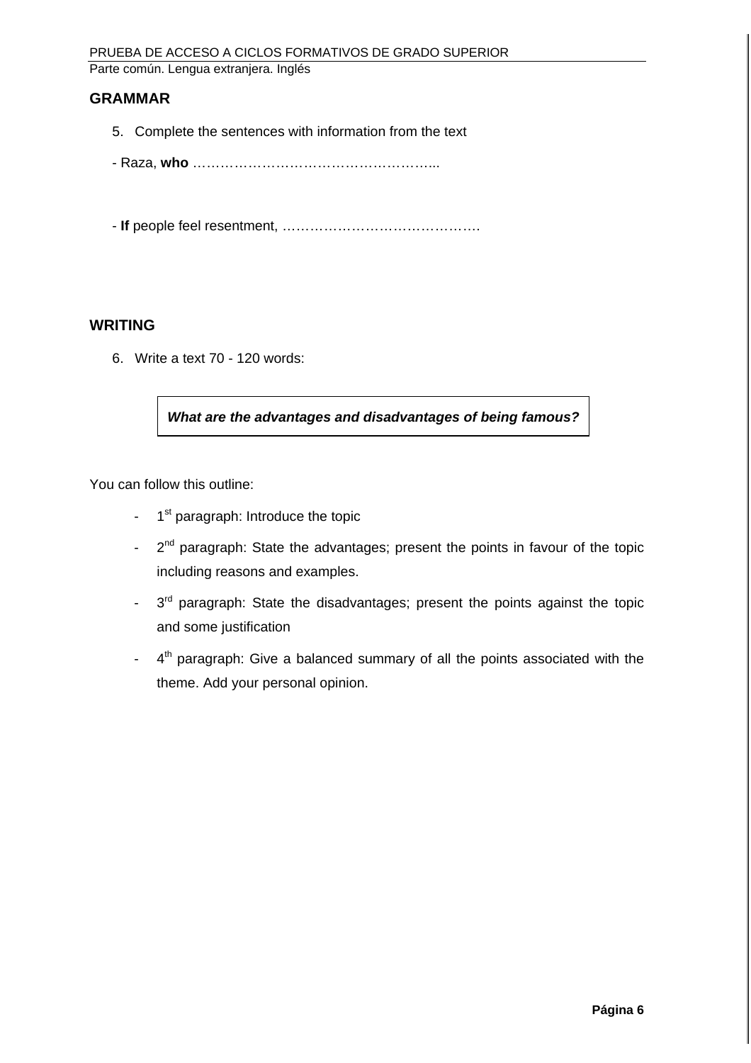## GRAMMAR

5. Complete the sentences with information from the text

- Raza, **who** ……………………………………………...

- **If** people feel resentment, …………………………………….

## WRITING

6. Write a text 70 - 120 words:

| ***What are the advantages and disadvantages of being famous?*** |
|---|

You can follow this outline:

- 1st paragraph: Introduce the topic
- 2nd paragraph: State the advantages; present the points in favour of the topic including reasons and examples.
- 3rd paragraph: State the disadvantages; present the points against the topic and some justification
- 4th paragraph: Give a balanced summary of all the points associated with the theme. Add your personal opinion.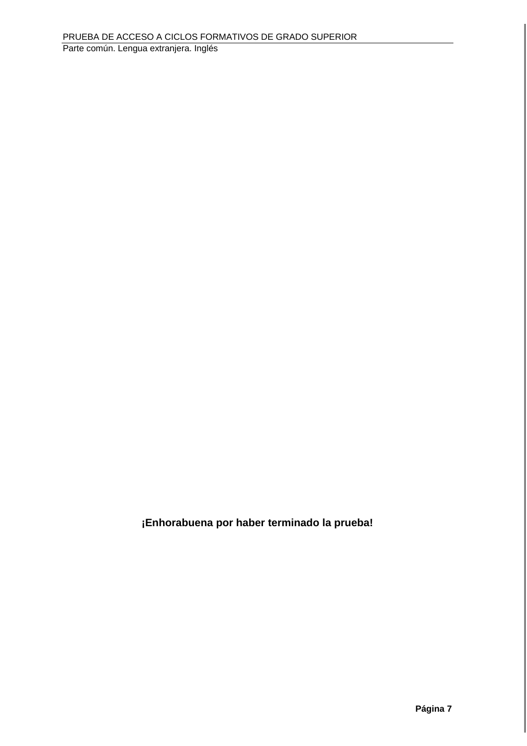**¡Enhorabuena por haber terminado la prueba!**